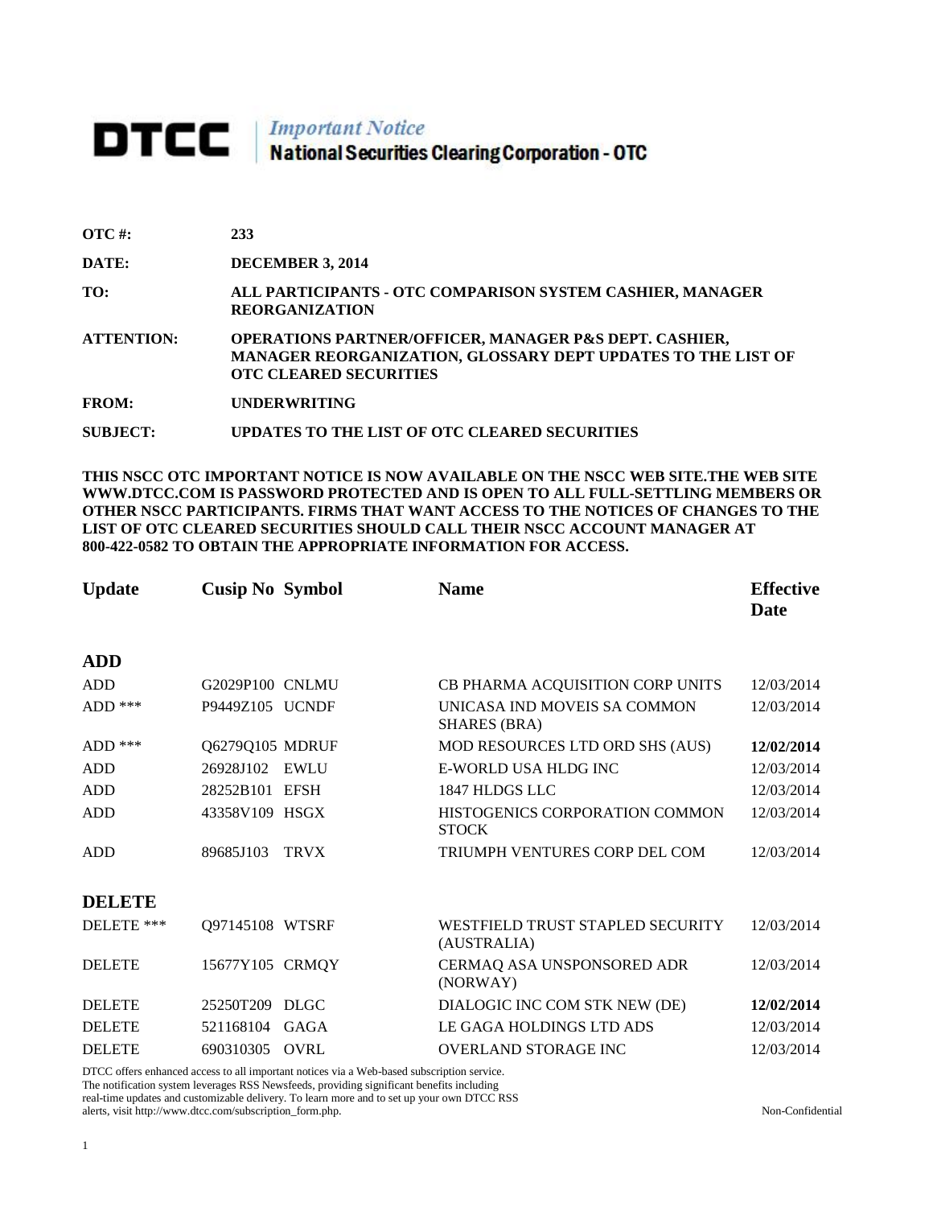# DTCC | *Important Notice* National Securities Clearing Corporation - OTC

**OTC #:** 233

**DATE:** DECEMBER 3, 2014

**TO:** ALL PARTICIPANTS - OTC COMPARISON SYSTEM CASHIER, MANAGER REORGANIZATION

**ATTENTION:** OPERATIONS PARTNER/OFFICER, MANAGER P&S DEPT. CASHIER, MANAGER REORGANIZATION, GLOSSARY DEPT UPDATES TO THE LIST OF OTC CLEARED SECURITIES

**FROM:** UNDERWRITING

**SUBJECT:** UPDATES TO THE LIST OF OTC CLEARED SECURITIES

**THIS NSCC OTC IMPORTANT NOTICE IS NOW AVAILABLE ON THE NSCC WEB SITE.THE WEB SITE WWW.DTCC.COM IS PASSWORD PROTECTED AND IS OPEN TO ALL FULL-SETTLING MEMBERS OR OTHER NSCC PARTICIPANTS. FIRMS THAT WANT ACCESS TO THE NOTICES OF CHANGES TO THE LIST OF OTC CLEARED SECURITIES SHOULD CALL THEIR NSCC ACCOUNT MANAGER AT 800-422-0582 TO OBTAIN THE APPROPRIATE INFORMATION FOR ACCESS.**

| Update | Cusip No | Symbol | Name | Effective Date |
|---|---|---|---|---|
| **ADD** | | | | |
| ADD | G2029P100 | CNLMU | CB PHARMA ACQUISITION CORP UNITS | 12/03/2014 |
| ADD *** | P9449Z105 | UCNDF | UNICASA IND MOVEIS SA COMMON SHARES (BRA) | 12/03/2014 |
| ADD *** | Q6279Q105 | MDRUF | MOD RESOURCES LTD ORD SHS (AUS) | **12/02/2014** |
| ADD | 26928J102 | EWLU | E-WORLD USA HLDG INC | 12/03/2014 |
| ADD | 28252B101 | EFSH | 1847 HLDGS LLC | 12/03/2014 |
| ADD | 43358V109 | HSGX | HISTOGENICS CORPORATION COMMON STOCK | 12/03/2014 |
| ADD | 89685J103 | TRVX | TRIUMPH VENTURES CORP DEL COM | 12/03/2014 |
| **DELETE** | | | | |
| DELETE *** | Q97145108 | WTSRF | WESTFIELD TRUST STAPLED SECURITY (AUSTRALIA) | 12/03/2014 |
| DELETE | 15677Y105 | CRMQY | CERMAQ ASA UNSPONSORED ADR (NORWAY) | 12/03/2014 |
| DELETE | 25250T209 | DLGC | DIALOGIC INC COM STK NEW (DE) | **12/02/2014** |
| DELETE | 521168104 | GAGA | LE GAGA HOLDINGS LTD ADS | 12/03/2014 |
| DELETE | 690310305 | OVRL | OVERLAND STORAGE INC | 12/03/2014 |

DTCC offers enhanced access to all important notices via a Web-based subscription service. The notification system leverages RSS Newsfeeds, providing significant benefits including real-time updates and customizable delivery. To learn more and to set up your own DTCC RSS alerts, visit http://www.dtcc.com/subscription_form.php.

Non-Confidential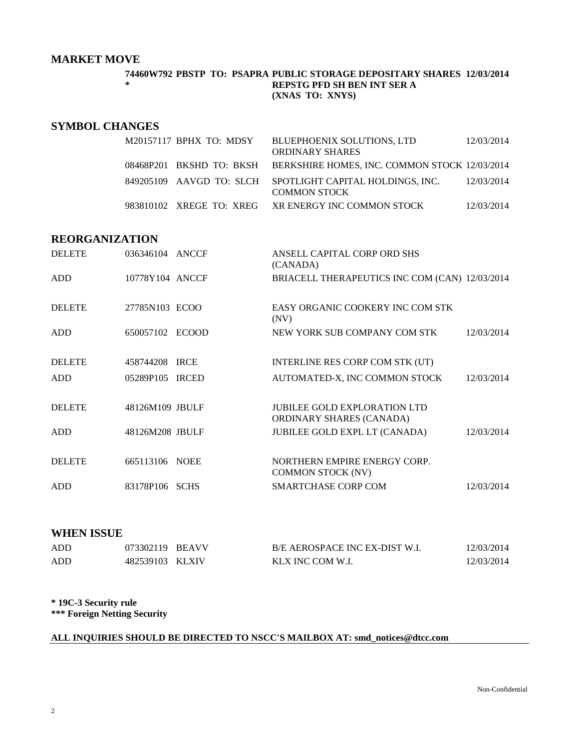## MARKET MOVE

| | | | | |
|---|---|---|---|---|
| **74460W792** * | **PBSTP TO: PSAPRA** | **PUBLIC STORAGE DEPOSITARY SHARES REPSTG PFD SH BEN INT SER A (XNAS TO: XNYS)** | **12/03/2014** |

## SYMBOL CHANGES

| | | | |
|---|---|---|---|
| M20157117 | BPHX TO: MDSY | BLUEPHOENIX SOLUTIONS, LTD ORDINARY SHARES | 12/03/2014 |
| 08468P201 | BKSHD TO: BKSH | BERKSHIRE HOMES, INC. COMMON STOCK | 12/03/2014 |
| 849205109 | AAVGD TO: SLCH | SPOTLIGHT CAPITAL HOLDINGS, INC. COMMON STOCK | 12/03/2014 |
| 983810102 | XREGE TO: XREG | XR ENERGY INC COMMON STOCK | 12/03/2014 |

## REORGANIZATION

| | | | | |
|---|---|---|---|---|
| DELETE | 036346104 | ANCCF | ANSELL CAPITAL CORP ORD SHS (CANADA) | |
| ADD | 10778Y104 | ANCCF | BRIACELL THERAPEUTICS INC COM (CAN) | 12/03/2014 |
| DELETE | 27785N103 | ECOO | EASY ORGANIC COOKERY INC COM STK (NV) | |
| ADD | 650057102 | ECOOD | NEW YORK SUB COMPANY COM STK | 12/03/2014 |
| DELETE | 458744208 | IRCE | INTERLINE RES CORP COM STK (UT) | |
| ADD | 05289P105 | IRCED | AUTOMATED-X, INC COMMON STOCK | 12/03/2014 |
| DELETE | 48126M109 | JBULF | JUBILEE GOLD EXPLORATION LTD ORDINARY SHARES (CANADA) | |
| ADD | 48126M208 | JBULF | JUBILEE GOLD EXPL LT (CANADA) | 12/03/2014 |
| DELETE | 665113106 | NOEE | NORTHERN EMPIRE ENERGY CORP. COMMON STOCK (NV) | |
| ADD | 83178P106 | SCHS | SMARTCHASE CORP COM | 12/03/2014 |

## WHEN ISSUE

| | | | | |
|---|---|---|---|---|
| ADD | 073302119 | BEAVV | B/E AEROSPACE INC EX-DIST W.I. | 12/03/2014 |
| ADD | 482539103 | KLXIV | KLX INC COM W.I. | 12/03/2014 |

**\* 19C-3 Security rule**
**\*\*\* Foreign Netting Security**

**ALL INQUIRIES SHOULD BE DIRECTED TO NSCC'S MAILBOX AT: smd_notices@dtcc.com**

Non-Confidential